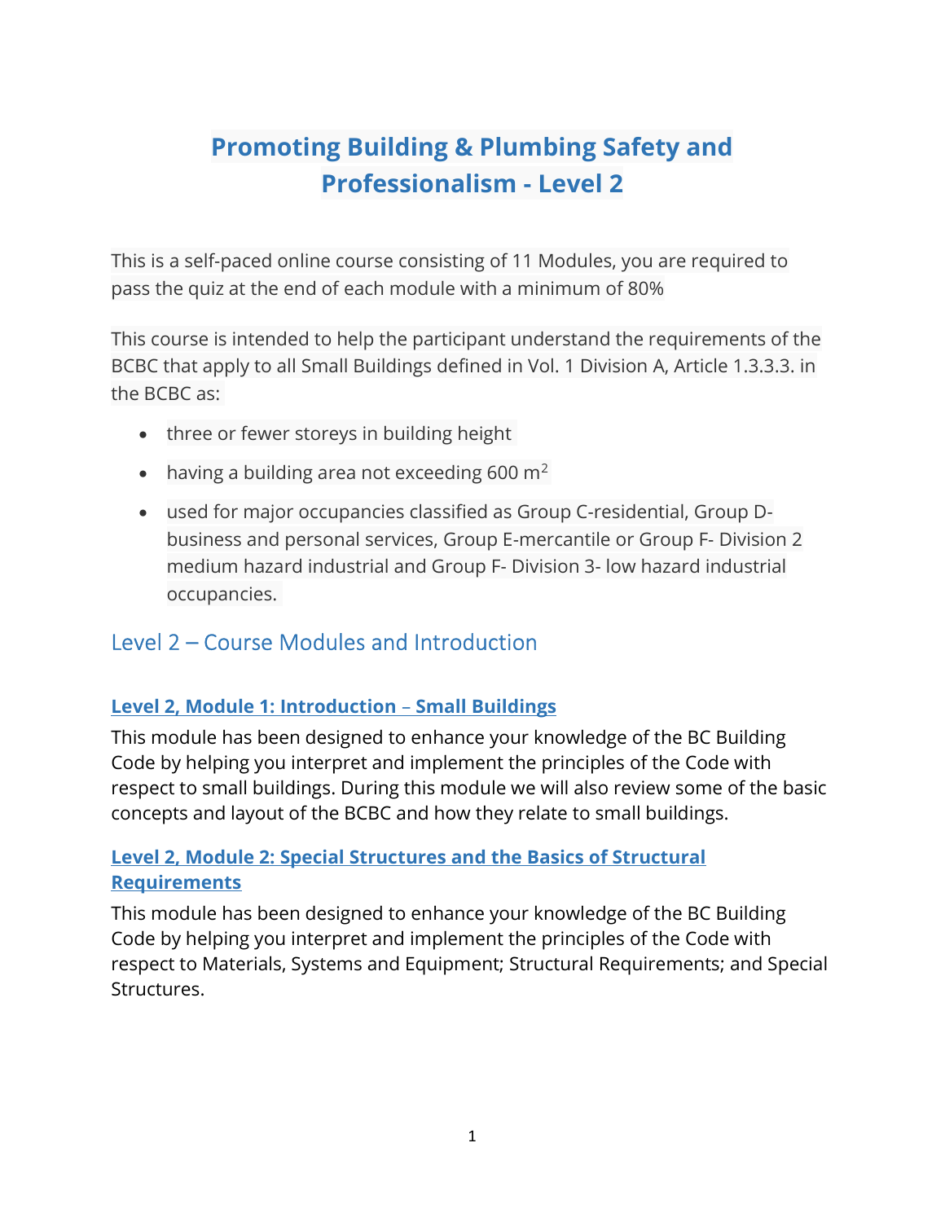# Promoting Building & Plumbing Safety and Professionalism - Level 2

This is a self-paced online course consisting of 11 Modules, you are required to pass the quiz at the end of each module with a minimum of 80%

This course is intended to help the participant understand the requirements of the BCBC that apply to all Small Buildings defined in Vol. 1 Division A, Article 1.3.3.3. in the BCBC as:

- three or fewer storeys in building height
- having a building area not exceeding 600 $m^2$
- used for major occupancies classified as Group C-residential, Group D-business and personal services, Group E-mercantile or Group F- Division 2 medium hazard industrial and Group F- Division 3- low hazard industrial occupancies.

## Level 2 – Course Modules and Introduction

### Level 2, Module 1: Introduction – Small Buildings

This module has been designed to enhance your knowledge of the BC Building Code by helping you interpret and implement the principles of the Code with respect to small buildings. During this module we will also review some of the basic concepts and layout of the BCBC and how they relate to small buildings.

### Level 2, Module 2: Special Structures and the Basics of Structural Requirements

This module has been designed to enhance your knowledge of the BC Building Code by helping you interpret and implement the principles of the Code with respect to Materials, Systems and Equipment; Structural Requirements; and Special Structures.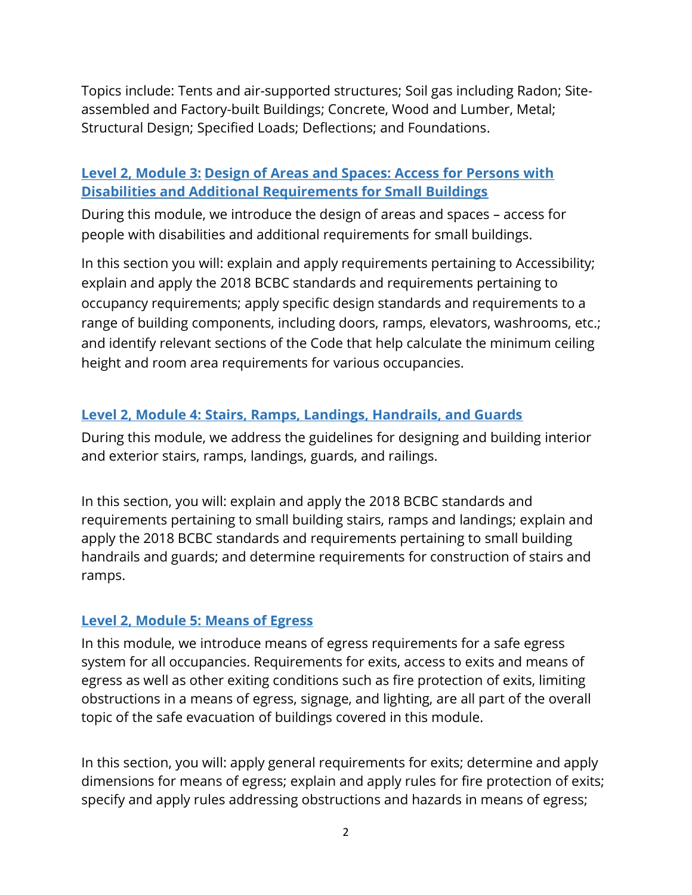Topics include: Tents and air-supported structures; Soil gas including Radon; Site-assembled and Factory-built Buildings; Concrete, Wood and Lumber, Metal; Structural Design; Specified Loads; Deflections; and Foundations.

### Level 2, Module 3: Design of Areas and Spaces: Access for Persons with Disabilities and Additional Requirements for Small Buildings

During this module, we introduce the design of areas and spaces – access for people with disabilities and additional requirements for small buildings.

In this section you will: explain and apply requirements pertaining to Accessibility; explain and apply the 2018 BCBC standards and requirements pertaining to occupancy requirements; apply specific design standards and requirements to a range of building components, including doors, ramps, elevators, washrooms, etc.; and identify relevant sections of the Code that help calculate the minimum ceiling height and room area requirements for various occupancies.

### Level 2, Module 4: Stairs, Ramps, Landings, Handrails, and Guards

During this module, we address the guidelines for designing and building interior and exterior stairs, ramps, landings, guards, and railings.

In this section, you will: explain and apply the 2018 BCBC standards and requirements pertaining to small building stairs, ramps and landings; explain and apply the 2018 BCBC standards and requirements pertaining to small building handrails and guards; and determine requirements for construction of stairs and ramps.

### Level 2, Module 5: Means of Egress

In this module, we introduce means of egress requirements for a safe egress system for all occupancies. Requirements for exits, access to exits and means of egress as well as other exiting conditions such as fire protection of exits, limiting obstructions in a means of egress, signage, and lighting, are all part of the overall topic of the safe evacuation of buildings covered in this module.

In this section, you will: apply general requirements for exits; determine and apply dimensions for means of egress; explain and apply rules for fire protection of exits; specify and apply rules addressing obstructions and hazards in means of egress;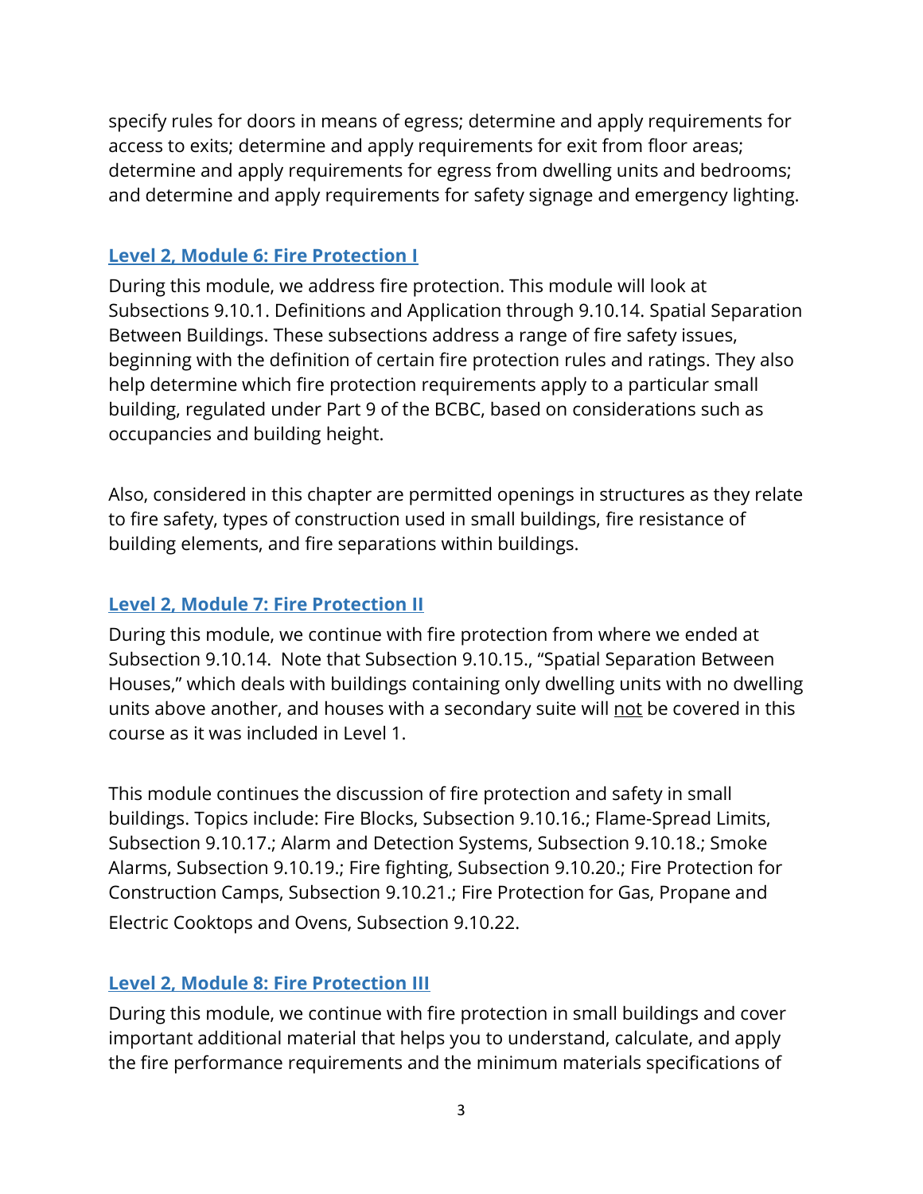specify rules for doors in means of egress; determine and apply requirements for access to exits; determine and apply requirements for exit from floor areas; determine and apply requirements for egress from dwelling units and bedrooms; and determine and apply requirements for safety signage and emergency lighting.

### Level 2, Module 6: Fire Protection I

During this module, we address fire protection. This module will look at Subsections 9.10.1. Definitions and Application through 9.10.14. Spatial Separation Between Buildings. These subsections address a range of fire safety issues, beginning with the definition of certain fire protection rules and ratings. They also help determine which fire protection requirements apply to a particular small building, regulated under Part 9 of the BCBC, based on considerations such as occupancies and building height.

Also, considered in this chapter are permitted openings in structures as they relate to fire safety, types of construction used in small buildings, fire resistance of building elements, and fire separations within buildings.

### Level 2, Module 7: Fire Protection II

During this module, we continue with fire protection from where we ended at Subsection 9.10.14. Note that Subsection 9.10.15., "Spatial Separation Between Houses," which deals with buildings containing only dwelling units with no dwelling units above another, and houses with a secondary suite will <u>not</u> be covered in this course as it was included in Level 1.

This module continues the discussion of fire protection and safety in small buildings. Topics include: Fire Blocks, Subsection 9.10.16.; Flame-Spread Limits, Subsection 9.10.17.; Alarm and Detection Systems, Subsection 9.10.18.; Smoke Alarms, Subsection 9.10.19.; Fire fighting, Subsection 9.10.20.; Fire Protection for Construction Camps, Subsection 9.10.21.; Fire Protection for Gas, Propane and Electric Cooktops and Ovens, Subsection 9.10.22.

### Level 2, Module 8: Fire Protection III

During this module, we continue with fire protection in small buildings and cover important additional material that helps you to understand, calculate, and apply the fire performance requirements and the minimum materials specifications of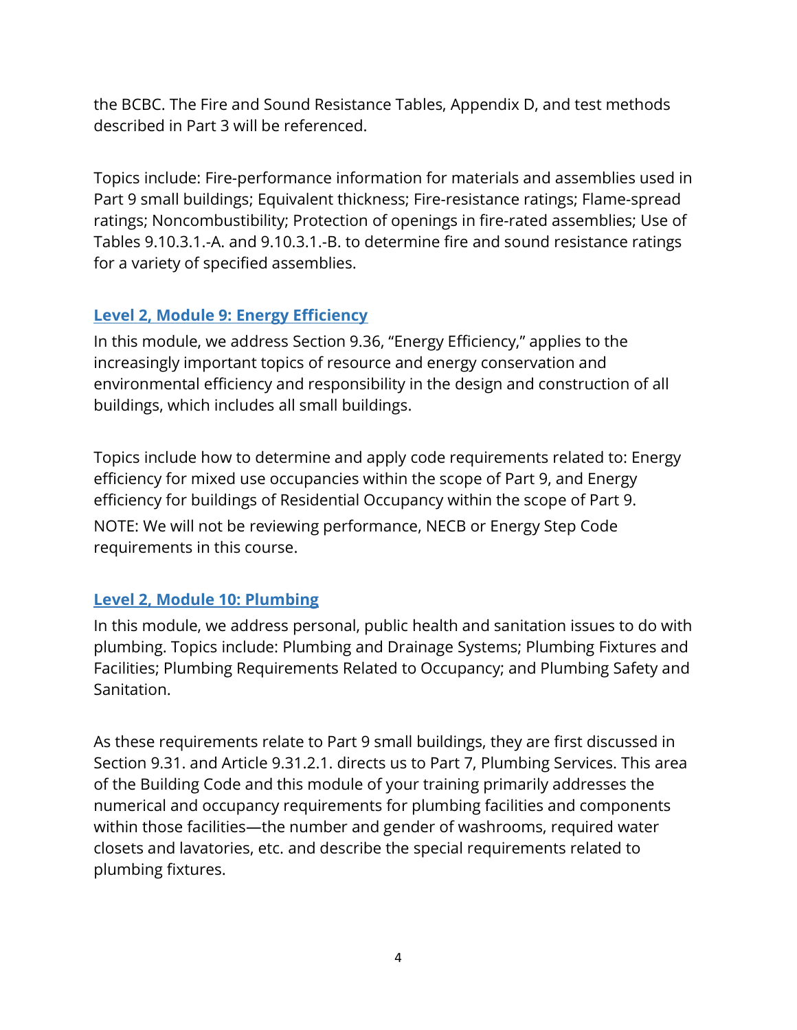the BCBC. The Fire and Sound Resistance Tables, Appendix D, and test methods described in Part 3 will be referenced.

Topics include: Fire-performance information for materials and assemblies used in Part 9 small buildings; Equivalent thickness; Fire-resistance ratings; Flame-spread ratings; Noncombustibility; Protection of openings in fire-rated assemblies; Use of Tables 9.10.3.1.-A. and 9.10.3.1.-B. to determine fire and sound resistance ratings for a variety of specified assemblies.

### Level 2, Module 9: Energy Efficiency

In this module, we address Section 9.36, "Energy Efficiency," applies to the increasingly important topics of resource and energy conservation and environmental efficiency and responsibility in the design and construction of all buildings, which includes all small buildings.

Topics include how to determine and apply code requirements related to: Energy efficiency for mixed use occupancies within the scope of Part 9, and Energy efficiency for buildings of Residential Occupancy within the scope of Part 9.
NOTE: We will not be reviewing performance, NECB or Energy Step Code requirements in this course.

### Level 2, Module 10: Plumbing

In this module, we address personal, public health and sanitation issues to do with plumbing. Topics include: Plumbing and Drainage Systems; Plumbing Fixtures and Facilities; Plumbing Requirements Related to Occupancy; and Plumbing Safety and Sanitation.

As these requirements relate to Part 9 small buildings, they are first discussed in Section 9.31. and Article 9.31.2.1. directs us to Part 7, Plumbing Services. This area of the Building Code and this module of your training primarily addresses the numerical and occupancy requirements for plumbing facilities and components within those facilities—the number and gender of washrooms, required water closets and lavatories, etc. and describe the special requirements related to plumbing fixtures.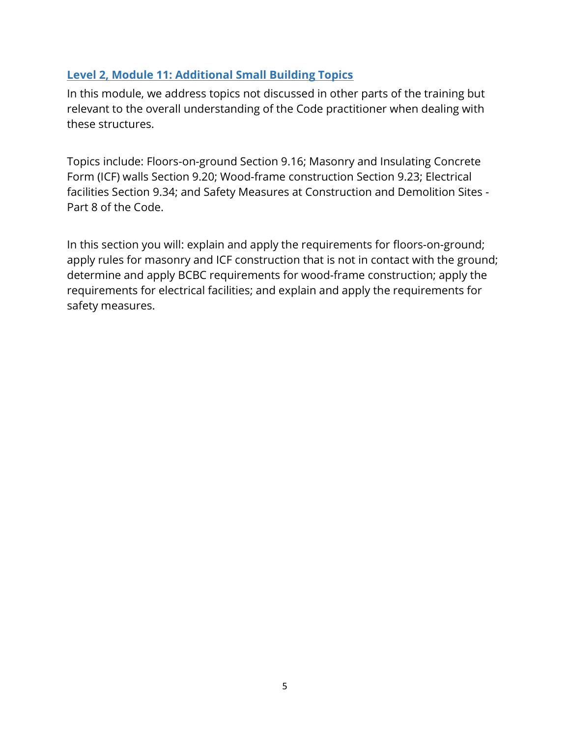## Level 2, Module 11: Additional Small Building Topics

In this module, we address topics not discussed in other parts of the training but relevant to the overall understanding of the Code practitioner when dealing with these structures.

Topics include: Floors-on-ground Section 9.16; Masonry and Insulating Concrete Form (ICF) walls Section 9.20; Wood-frame construction Section 9.23; Electrical facilities Section 9.34; and Safety Measures at Construction and Demolition Sites - Part 8 of the Code.

In this section you will: explain and apply the requirements for floors-on-ground; apply rules for masonry and ICF construction that is not in contact with the ground; determine and apply BCBC requirements for wood-frame construction; apply the requirements for electrical facilities; and explain and apply the requirements for safety measures.